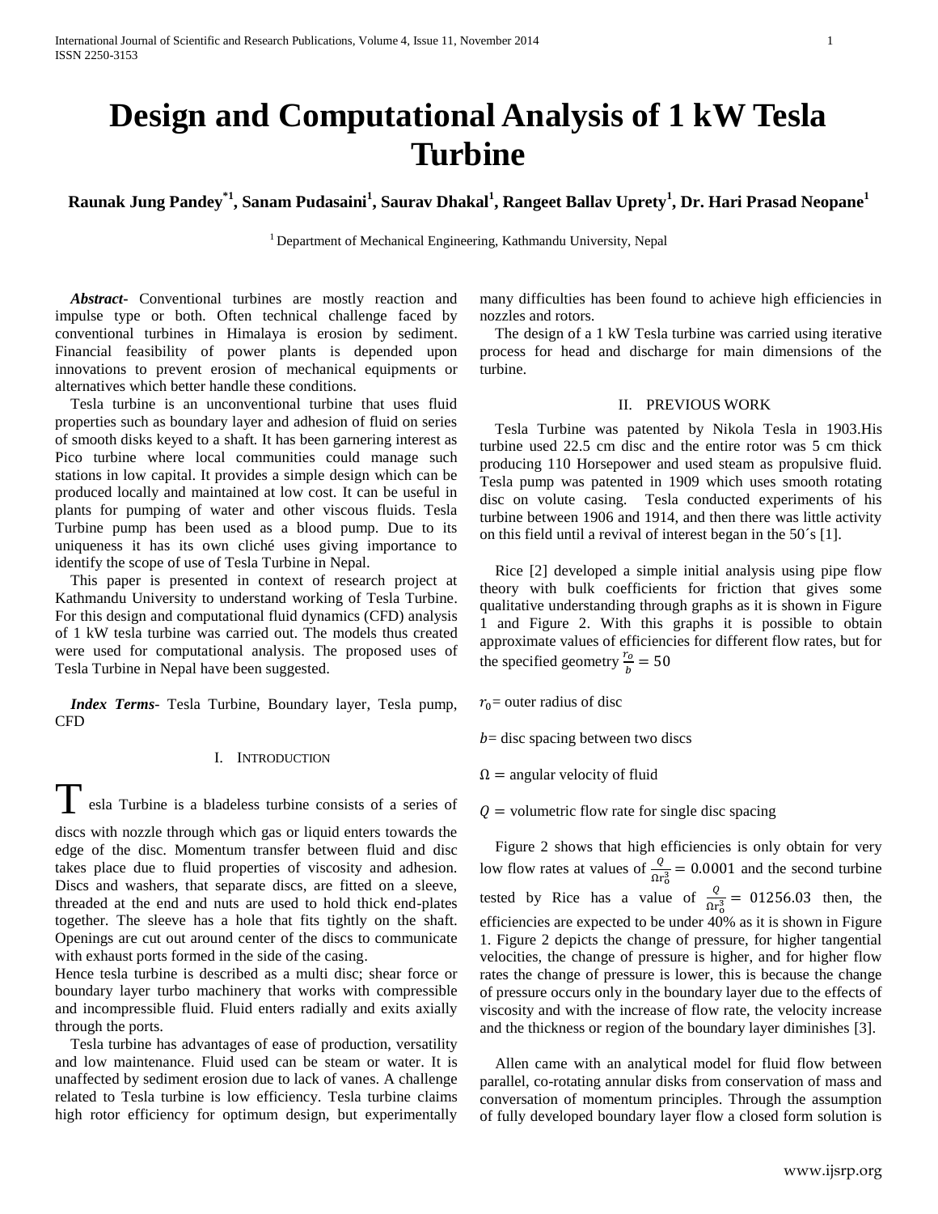# Design and Computational Analysis of 1 kW Tesla Turbine

**Raunak Jung Pandey[*1], Sanam Pudasaini[1], Saurav Dhakal[1], Rangeet Ballav Uprety[1], Dr. Hari Prasad Neopane[1]**

[1] Department of Mechanical Engineering, Kathmandu University, Nepal

***Abstract***- Conventional turbines are mostly reaction and impulse type or both. Often technical challenge faced by conventional turbines in Himalaya is erosion by sediment. Financial feasibility of power plants is depended upon innovations to prevent erosion of mechanical equipments or alternatives which better handle these conditions.

Tesla turbine is an unconventional turbine that uses fluid properties such as boundary layer and adhesion of fluid on series of smooth disks keyed to a shaft. It has been garnering interest as Pico turbine where local communities could manage such stations in low capital. It provides a simple design which can be produced locally and maintained at low cost. It can be useful in plants for pumping of water and other viscous fluids. Tesla Turbine pump has been used as a blood pump. Due to its uniqueness it has its own cliché uses giving importance to identify the scope of use of Tesla Turbine in Nepal.

This paper is presented in context of research project at Kathmandu University to understand working of Tesla Turbine. For this design and computational fluid dynamics (CFD) analysis of 1 kW tesla turbine was carried out. The models thus created were used for computational analysis. The proposed uses of Tesla Turbine in Nepal have been suggested.

***Index Terms***- Tesla Turbine, Boundary layer, Tesla pump, CFD

## I. Introduction

Tesla Turbine is a bladeless turbine consists of a series of discs with nozzle through which gas or liquid enters towards the edge of the disc. Momentum transfer between fluid and disc takes place due to fluid properties of viscosity and adhesion. Discs and washers, that separate discs, are fitted on a sleeve, threaded at the end and nuts are used to hold thick end-plates together. The sleeve has a hole that fits tightly on the shaft. Openings are cut out around center of the discs to communicate with exhaust ports formed in the side of the casing.

Hence tesla turbine is described as a multi disc; shear force or boundary layer turbo machinery that works with compressible and incompressible fluid. Fluid enters radially and exits axially through the ports.

Tesla turbine has advantages of ease of production, versatility and low maintenance. Fluid used can be steam or water. It is unaffected by sediment erosion due to lack of vanes. A challenge related to Tesla turbine is low efficiency. Tesla turbine claims high rotor efficiency for optimum design, but experimentally many difficulties has been found to achieve high efficiencies in nozzles and rotors.

The design of a 1 kW Tesla turbine was carried using iterative process for head and discharge for main dimensions of the turbine.

## II. Previous Work

Tesla Turbine was patented by Nikola Tesla in 1903.His turbine used 22.5 cm disc and the entire rotor was 5 cm thick producing 110 Horsepower and used steam as propulsive fluid. Tesla pump was patented in 1909 which uses smooth rotating disc on volute casing. Tesla conducted experiments of his turbine between 1906 and 1914, and then there was little activity on this field until a revival of interest began in the 50´s [1].

Rice [2] developed a simple initial analysis using pipe flow theory with bulk coefficients for friction that gives some qualitative understanding through graphs as it is shown in Figure 1 and Figure 2. With this graphs it is possible to obtain approximate values of efficiencies for different flow rates, but for the specified geometry $\frac{r_o}{b} = 50$

$r_0$= outer radius of disc

$b$= disc spacing between two discs

$\Omega$ = angular velocity of fluid

$Q$ = volumetric flow rate for single disc spacing

Figure 2 shows that high efficiencies is only obtain for very low flow rates at values of $\frac{Q}{\Omega r_0^3} = 0.0001$ and the second turbine tested by Rice has a value of $\frac{Q}{\Omega r_0^3} = 01256.03$ then, the efficiencies are expected to be under 40% as it is shown in Figure 1. Figure 2 depicts the change of pressure, for higher tangential velocities, the change of pressure is higher, and for higher flow rates the change of pressure is lower, this is because the change of pressure occurs only in the boundary layer due to the effects of viscosity and with the increase of flow rate, the velocity increase and the thickness or region of the boundary layer diminishes [3].

Allen came with an analytical model for fluid flow between parallel, co-rotating annular disks from conservation of mass and conversation of momentum principles. Through the assumption of fully developed boundary layer flow a closed form solution is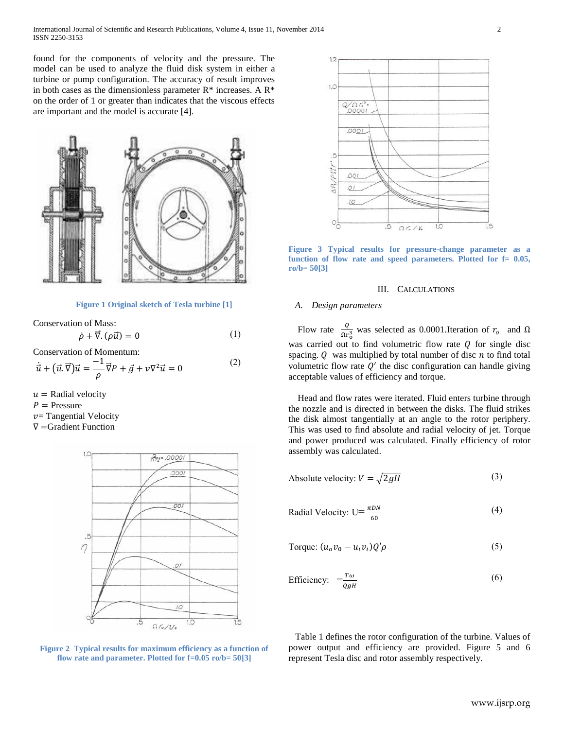found for the components of velocity and the pressure. The model can be used to analyze the fluid disk system in either a turbine or pump configuration. The accuracy of result improves in both cases as the dimensionless parameter R* increases. A R* on the order of 1 or greater than indicates that the viscous effects are important and the model is accurate [4].

Figure 1 Original sketch of Tesla turbine [1]

Conservation of Mass:

$$\dot{\rho} + \vec{\nabla}.(\rho\vec{u}) = 0 \tag{1}$$

Conservation of Momentum:

$$\dot{\vec{u}} + (\vec{u}.\vec{\nabla})\vec{u} = \frac{-1}{\rho}\vec{\nabla}P + \vec{g} + v\nabla^2\vec{u} = 0 \tag{2}$$

$u =$ Radial velocity
$P =$ Pressure
$v =$ Tangential Velocity
$\nabla =$ Gradient Function

Figure 2 Typical results for maximum efficiency as a function of flow rate and parameter. Plotted for f=0.05 ro/b= 50[3]

Figure 3 Typical results for pressure-change parameter as a function of flow rate and speed parameters. Plotted for f= 0.05, ro/b= 50[3]

## III. Calculations

### A. Design parameters

Flow rate $\frac{Q}{\Omega r_o^3}$ was selected as 0.0001.Iteration of $r_o$ and $\Omega$ was carried out to find volumetric flow rate $Q$ for single disc spacing. $Q$ was multiplied by total number of disc $n$ to find total volumetric flow rate $Q'$ the disc configuration can handle giving acceptable values of efficiency and torque.

Head and flow rates were iterated. Fluid enters turbine through the nozzle and is directed in between the disks. The fluid strikes the disk almost tangentially at an angle to the rotor periphery. This was used to find absolute and radial velocity of jet. Torque and power produced was calculated. Finally efficiency of rotor assembly was calculated.

$$\text{Absolute velocity: } V = \sqrt{2gH} \tag{3}$$

$$\text{Radial Velocity: } U = \frac{\pi DN}{60} \tag{4}$$

$$\text{Torque: } (u_o v_0 - u_i v_i)Q'\rho \tag{5}$$

$$\text{Efficiency: } = \frac{T\omega}{QgH} \tag{6}$$

Table 1 defines the rotor configuration of the turbine. Values of power output and efficiency are provided. Figure 5 and 6 represent Tesla disc and rotor assembly respectively.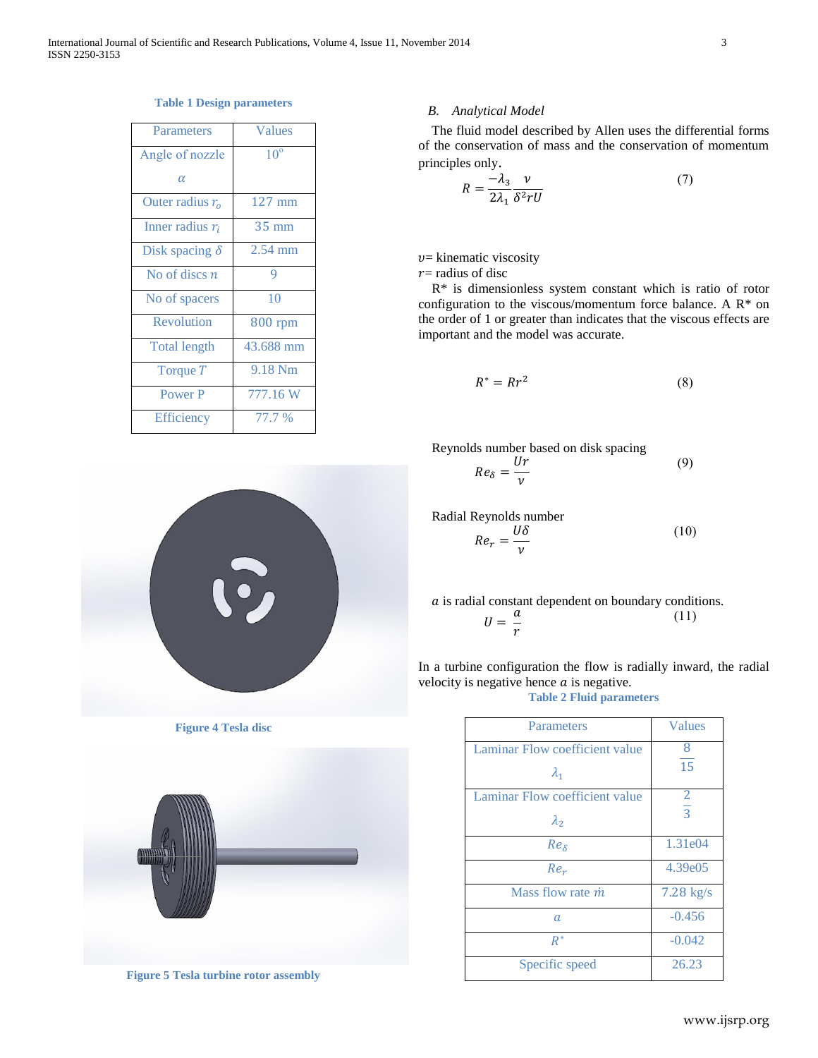**Table 1 Design parameters**

| Parameters | Values |
|---|---|
| Angle of nozzle $\alpha$ | $10^{o}$ |
| Outer radius $r_o$ | 127 mm |
| Inner radius $r_i$ | 35 mm |
| Disk spacing $\delta$ | 2.54 mm |
| No of discs $n$ | 9 |
| No of spacers | 10 |
| Revolution | 800 rpm |
| Total length | 43.688 mm |
| Torque $T$ | 9.18 Nm |
| Power P | 777.16 W |
| Efficiency | 77.7 % |

Figure 4 Tesla disc

Figure 5 Tesla turbine rotor assembly

### B. Analytical Model

The fluid model described by Allen uses the differential forms of the conservation of mass and the conservation of momentum principles only.

$$R = \frac{-\lambda_3}{2\lambda_1}\frac{\nu}{\delta^2 rU} \tag{7}$$

$\nu$= kinematic viscosity
$r$= radius of disc

R* is dimensionless system constant which is ratio of rotor configuration to the viscous/momentum force balance. A R* on the order of 1 or greater than indicates that the viscous effects are important and the model was accurate.

$$R^* = Rr^2 \tag{8}$$

Reynolds number based on disk spacing

$$Re_\delta = \frac{Ur}{\nu} \tag{9}$$

Radial Reynolds number

$$Re_r = \frac{U\delta}{\nu} \tag{10}$$

$a$ is radial constant dependent on boundary conditions.

$$U = \frac{a}{r} \tag{11}$$

In a turbine configuration the flow is radially inward, the radial velocity is negative hence $a$ is negative.

**Table 2 Fluid parameters**

| Parameters | Values |
|---|---|
| Laminar Flow coefficient value $\lambda_1$ | $\frac{8}{15}$ |
| Laminar Flow coefficient value $\lambda_2$ | $\frac{2}{3}$ |
| $Re_\delta$ | 1.31e04 |
| $Re_r$ | 4.39e05 |
| Mass flow rate $\dot{m}$ | 7.28 kg/s |
| $a$ | -0.456 |
| $R^*$ | -0.042 |
| Specific speed | 26.23 |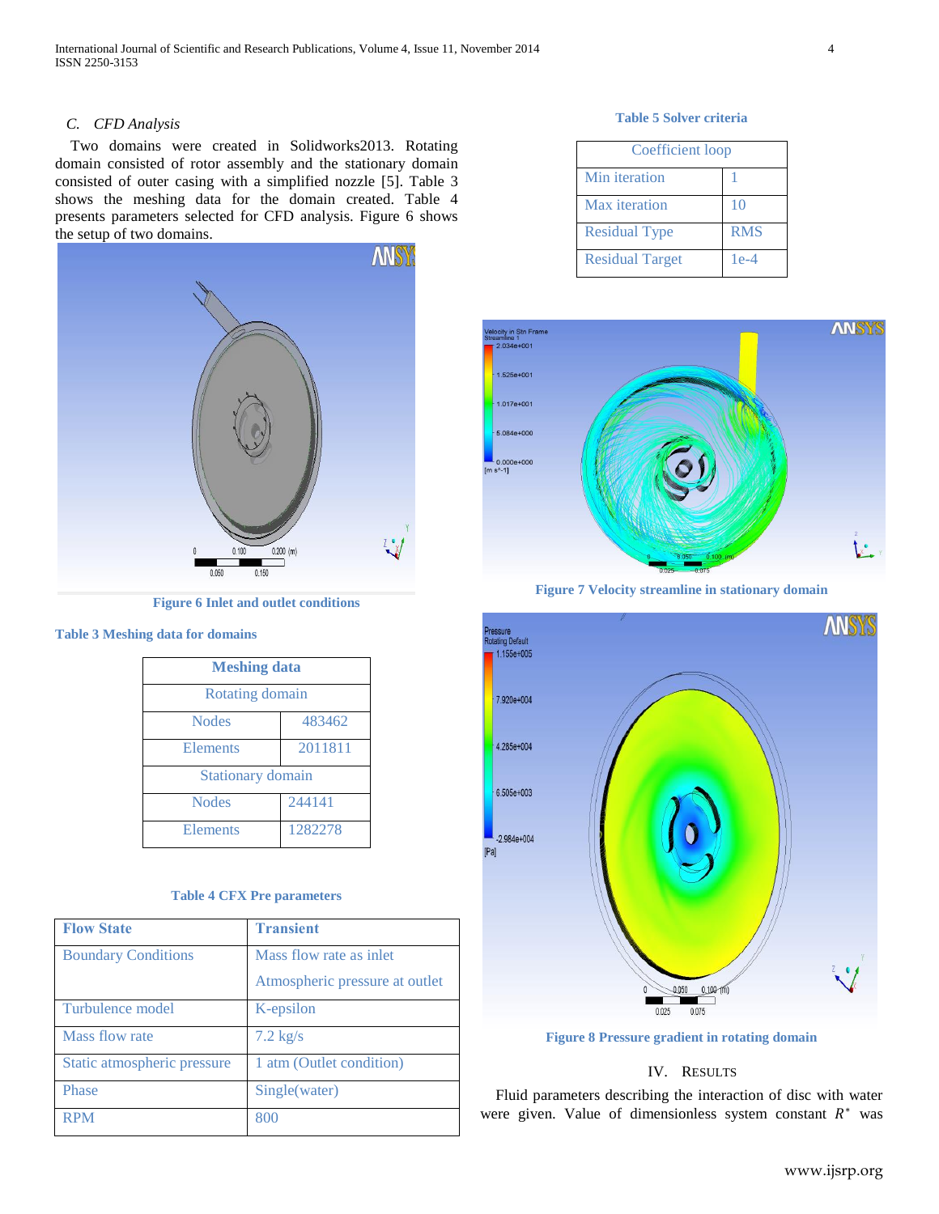### C. CFD Analysis

Two domains were created in Solidworks2013. Rotating domain consisted of rotor assembly and the stationary domain consisted of outer casing with a simplified nozzle [5]. Table 3 shows the meshing data for the domain created. Table 4 presents parameters selected for CFD analysis. Figure 6 shows the setup of two domains.

**Figure 6 Inlet and outlet conditions**

**Table 3 Meshing data for domains**

| Meshing data | |
|---|---|
| Rotating domain | |
| Nodes | 483462 |
| Elements | 2011811 |
| Stationary domain | |
| Nodes | 244141 |
| Elements | 1282278 |

**Table 4 CFX Pre parameters**

| Flow State | Transient |
|---|---|
| Boundary Conditions | Mass flow rate as inlet<br>Atmospheric pressure at outlet |
| Turbulence model | K-epsilon |
| Mass flow rate | 7.2 kg/s |
| Static atmospheric pressure | 1 atm (Outlet condition) |
| Phase | Single(water) |
| RPM | 800 |

**Table 5 Solver criteria**

| Coefficient loop | |
|---|---|
| Min iteration | 1 |
| Max iteration | 10 |
| Residual Type | RMS |
| Residual Target | 1e-4 |

**Figure 7 Velocity streamline in stationary domain**

**Figure 8 Pressure gradient in rotating domain**

## IV. RESULTS

Fluid parameters describing the interaction of disc with water were given. Value of dimensionless system constant $R^*$ was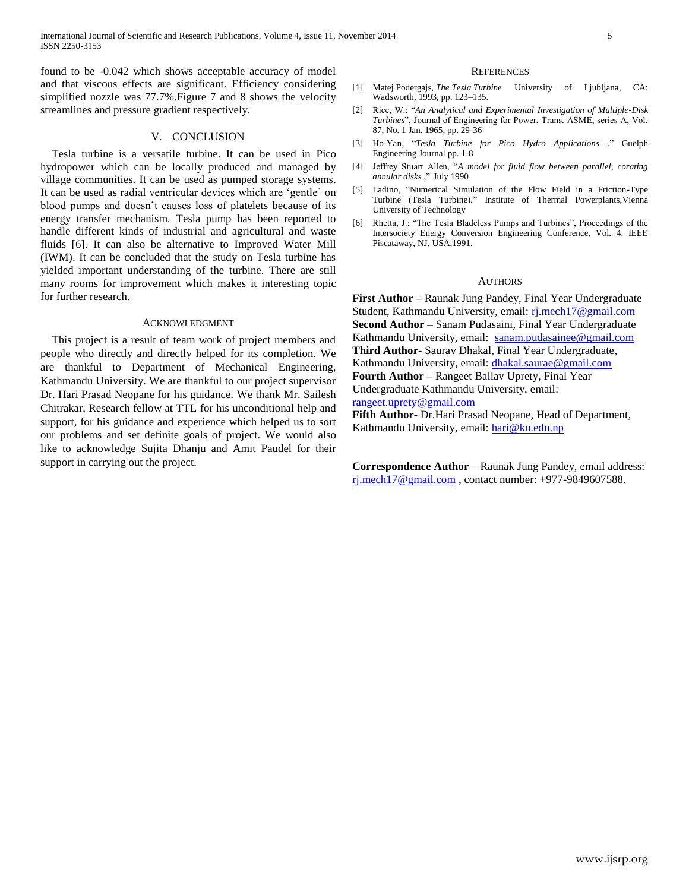found to be -0.042 which shows acceptable accuracy of model and that viscous effects are significant. Efficiency considering simplified nozzle was 77.7%.Figure 7 and 8 shows the velocity streamlines and pressure gradient respectively.

## V. Conclusion

Tesla turbine is a versatile turbine. It can be used in Pico hydropower which can be locally produced and managed by village communities. It can be used as pumped storage systems. It can be used as radial ventricular devices which are 'gentle' on blood pumps and doesn't causes loss of platelets because of its energy transfer mechanism. Tesla pump has been reported to handle different kinds of industrial and agricultural and waste fluids [6]. It can also be alternative to Improved Water Mill (IWM). It can be concluded that the study on Tesla turbine has yielded important understanding of the turbine. There are still many rooms for improvement which makes it interesting topic for further research.

## Acknowledgment

This project is a result of team work of project members and people who directly and directly helped for its completion. We are thankful to Department of Mechanical Engineering, Kathmandu University. We are thankful to our project supervisor Dr. Hari Prasad Neopane for his guidance. We thank Mr. Sailesh Chitrakar, Research fellow at TTL for his unconditional help and support, for his guidance and experience which helped us to sort our problems and set definite goals of project. We would also like to acknowledge Sujita Dhanju and Amit Paudel for their support in carrying out the project.

## References

[1] Matej Podergajs, *The Tesla Turbine* University of Ljubljana, CA: Wadsworth, 1993, pp. 123–135.

[2] Rice, W.: "*An Analytical and Experimental Investigation of Multiple-Disk Turbines*", Journal of Engineering for Power, Trans. ASME, series A, Vol. 87, No. 1 Jan. 1965, pp. 29-36

[3] Ho-Yan, "*Tesla Turbine for Pico Hydro Applications* ," Guelph Engineering Journal pp. 1-8

[4] Jeffrey Stuart Allen, "*A model for fluid flow between parallel, corating annular disks* ," July 1990

[5] Ladino, "Numerical Simulation of the Flow Field in a Friction-Type Turbine (Tesla Turbine)," Institute of Thermal Powerplants,Vienna University of Technology

[6] Rhetta, J.: "The Tesla Bladeless Pumps and Turbines", Proceedings of the Intersociety Energy Conversion Engineering Conference, Vol. 4. IEEE Piscataway, NJ, USA,1991.

## Authors

**First Author –** Raunak Jung Pandey, Final Year Undergraduate Student, Kathmandu University, email: rj.mech17@gmail.com

**Second Author** – Sanam Pudasaini, Final Year Undergraduate Kathmandu University, email: sanam.pudasainee@gmail.com

**Third Author**- Saurav Dhakal, Final Year Undergraduate, Kathmandu University, email: dhakal.saurae@gmail.com

**Fourth Author –** Rangeet Ballav Uprety, Final Year Undergraduate Kathmandu University, email: rangeet.uprety@gmail.com

**Fifth Author**- Dr.Hari Prasad Neopane, Head of Department, Kathmandu University, email: hari@ku.edu.np

**Correspondence Author** – Raunak Jung Pandey, email address: rj.mech17@gmail.com , contact number: +977-9849607588.